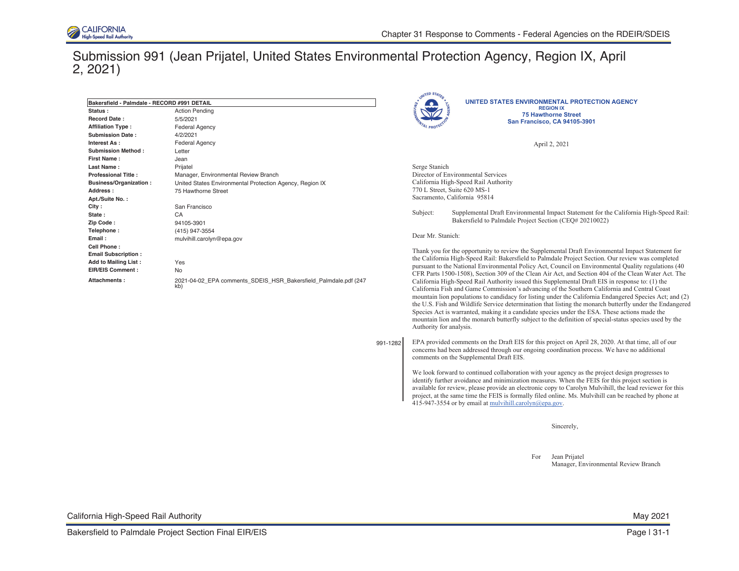# Submission 991 (Jean Prijatel, United States Environmental Protection Agency, Region IX, April 2, 2021)

| Bakersfield - Palmdale - RECORD #991 DETAIL | |
|---|---|
| **Status :** | Action Pending |
| **Record Date :** | 5/5/2021 |
| **Affiliation Type :** | Federal Agency |
| **Submission Date :** | 4/2/2021 |
| **Interest As :** | Federal Agency |
| **Submission Method :** | Letter |
| **First Name :** | Jean |
| **Last Name :** | Prijatel |
| **Professional Title :** | Manager, Environmental Review Branch |
| **Business/Organization :** | United States Environmental Protection Agency, Region IX |
| **Address :** | 75 Hawthorne Street |
| **Apt./Suite No. :** | |
| **City :** | San Francisco |
| **State :** | CA |
| **Zip Code :** | 94105-3901 |
| **Telephone :** | (415) 947-3554 |
| **Email :** | mulvihill.carolyn@epa.gov |
| **Cell Phone :** | |
| **Email Subscription :** | |
| **Add to Mailing List :** | Yes |
| **EIR/EIS Comment :** | No |
| **Attachments :** | 2021-04-02_EPA comments_SDEIS_HSR_Bakersfield_Palmdale.pdf (247 kb) |

**UNITED STATES ENVIRONMENTAL PROTECTION AGENCY**
**REGION IX**
**75 Hawthorne Street**
**San Francisco, CA 94105-3901**

April 2, 2021

Serge Stanich
Director of Environmental Services
California High-Speed Rail Authority
770 L Street, Suite 620 MS-1
Sacramento, California 95814

Subject: Supplemental Draft Environmental Impact Statement for the California High-Speed Rail: Bakersfield to Palmdale Project Section (CEQ# 20210022)

Dear Mr. Stanich:

Thank you for the opportunity to review the Supplemental Draft Environmental Impact Statement for the California High-Speed Rail: Bakersfield to Palmdale Project Section. Our review was completed pursuant to the National Environmental Policy Act, Council on Environmental Quality regulations (40 CFR Parts 1500-1508), Section 309 of the Clean Air Act, and Section 404 of the Clean Water Act. The California High-Speed Rail Authority issued this Supplemental Draft EIS in response to: (1) the California Fish and Game Commission's advancing of the Southern California and Central Coast mountain lion populations to candidacy for listing under the California Endangered Species Act; and (2) the U.S. Fish and Wildlife Service determination that listing the monarch butterfly under the Endangered Species Act is warranted, making it a candidate species under the ESA. These actions made the mountain lion and the monarch butterfly subject to the definition of special-status species used by the Authority for analysis.

991-1282

EPA provided comments on the Draft EIS for this project on April 28, 2020. At that time, all of our concerns had been addressed through our ongoing coordination process. We have no additional comments on the Supplemental Draft EIS.

We look forward to continued collaboration with your agency as the project design progresses to identify further avoidance and minimization measures. When the FEIS for this project section is available for review, please provide an electronic copy to Carolyn Mulvihill, the lead reviewer for this project, at the same time the FEIS is formally filed online. Ms. Mulvihill can be reached by phone at 415-947-3554 or by email at mulvihill.carolyn@epa.gov.

Sincerely,

For Jean Prijatel
Manager, Environmental Review Branch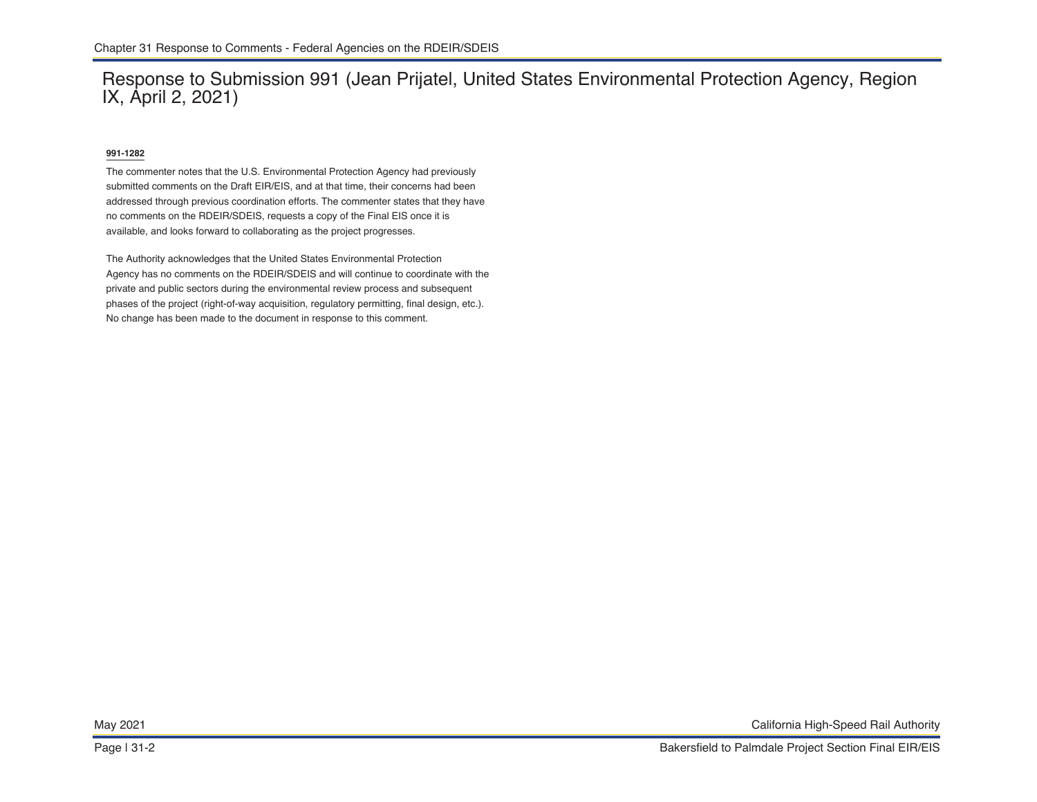# Response to Submission 991 (Jean Prijatel, United States Environmental Protection Agency, Region IX, April 2, 2021)

**991-1282**

The commenter notes that the U.S. Environmental Protection Agency had previously submitted comments on the Draft EIR/EIS, and at that time, their concerns had been addressed through previous coordination efforts. The commenter states that they have no comments on the RDEIR/SDEIS, requests a copy of the Final EIS once it is available, and looks forward to collaborating as the project progresses.

The Authority acknowledges that the United States Environmental Protection Agency has no comments on the RDEIR/SDEIS and will continue to coordinate with the private and public sectors during the environmental review process and subsequent phases of the project (right-of-way acquisition, regulatory permitting, final design, etc.). No change has been made to the document in response to this comment.